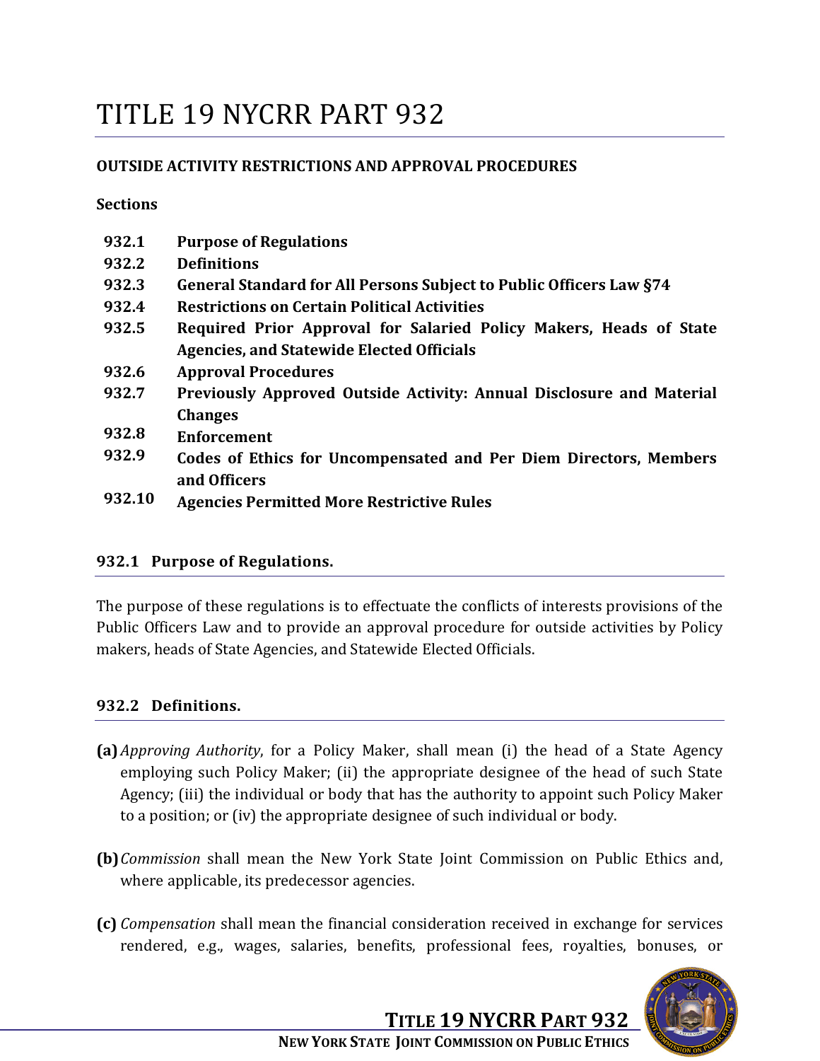# TITLE 19 NYCRR PART 932

**OUTSIDE ACTIVITY RESTRICTIONS AND APPROVAL PROCEDURES**

**Sections**

| | |
|---|---|
| **932.1** | **Purpose of Regulations** |
| **932.2** | **Definitions** |
| **932.3** | **General Standard for All Persons Subject to Public Officers Law §74** |
| **932.4** | **Restrictions on Certain Political Activities** |
| **932.5** | **Required Prior Approval for Salaried Policy Makers, Heads of State Agencies, and Statewide Elected Officials** |
| **932.6** | **Approval Procedures** |
| **932.7** | **Previously Approved Outside Activity: Annual Disclosure and Material Changes** |
| **932.8** | **Enforcement** |
| **932.9** | **Codes of Ethics for Uncompensated and Per Diem Directors, Members and Officers** |
| **932.10** | **Agencies Permitted More Restrictive Rules** |

## 932.1 Purpose of Regulations.

The purpose of these regulations is to effectuate the conflicts of interests provisions of the Public Officers Law and to provide an approval procedure for outside activities by Policy makers, heads of State Agencies, and Statewide Elected Officials.

## 932.2 Definitions.

**(a)** *Approving Authority*, for a Policy Maker, shall mean (i) the head of a State Agency employing such Policy Maker; (ii) the appropriate designee of the head of such State Agency; (iii) the individual or body that has the authority to appoint such Policy Maker to a position; or (iv) the appropriate designee of such individual or body.

**(b)** *Commission* shall mean the New York State Joint Commission on Public Ethics and, where applicable, its predecessor agencies.

**(c)** *Compensation* shall mean the financial consideration received in exchange for services rendered, e.g., wages, salaries, benefits, professional fees, royalties, bonuses, or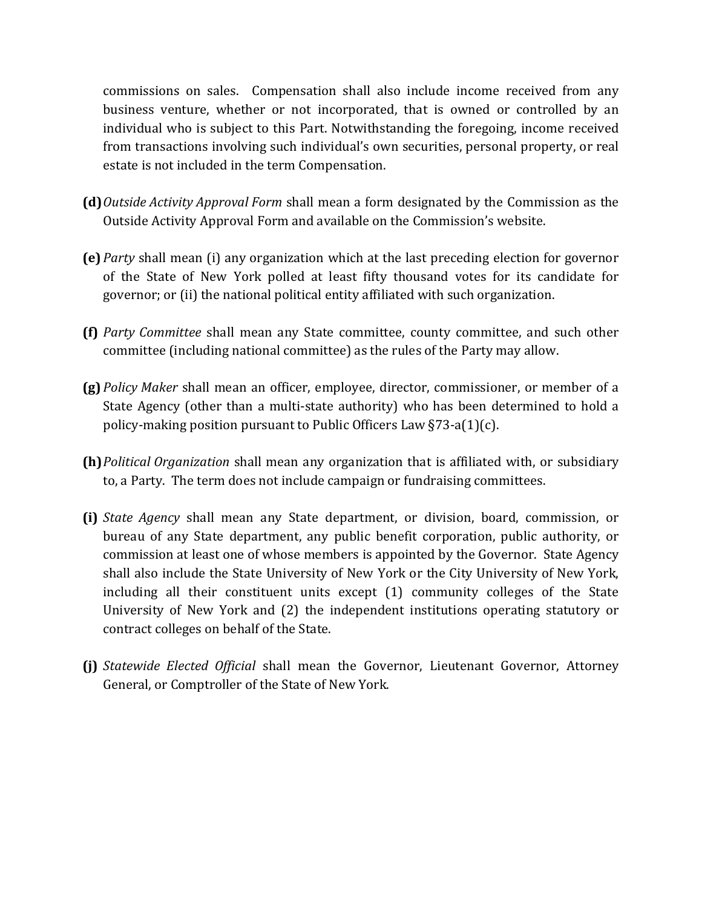commissions on sales. Compensation shall also include income received from any business venture, whether or not incorporated, that is owned or controlled by an individual who is subject to this Part. Notwithstanding the foregoing, income received from transactions involving such individual's own securities, personal property, or real estate is not included in the term Compensation.

**(d)** *Outside Activity Approval Form* shall mean a form designated by the Commission as the Outside Activity Approval Form and available on the Commission's website.

**(e)** *Party* shall mean (i) any organization which at the last preceding election for governor of the State of New York polled at least fifty thousand votes for its candidate for governor; or (ii) the national political entity affiliated with such organization.

**(f)** *Party Committee* shall mean any State committee, county committee, and such other committee (including national committee) as the rules of the Party may allow.

**(g)** *Policy Maker* shall mean an officer, employee, director, commissioner, or member of a State Agency (other than a multi-state authority) who has been determined to hold a policy-making position pursuant to Public Officers Law §73-a(1)(c).

**(h)** *Political Organization* shall mean any organization that is affiliated with, or subsidiary to, a Party. The term does not include campaign or fundraising committees.

**(i)** *State Agency* shall mean any State department, or division, board, commission, or bureau of any State department, any public benefit corporation, public authority, or commission at least one of whose members is appointed by the Governor. State Agency shall also include the State University of New York or the City University of New York, including all their constituent units except (1) community colleges of the State University of New York and (2) the independent institutions operating statutory or contract colleges on behalf of the State.

**(j)** *Statewide Elected Official* shall mean the Governor, Lieutenant Governor, Attorney General, or Comptroller of the State of New York.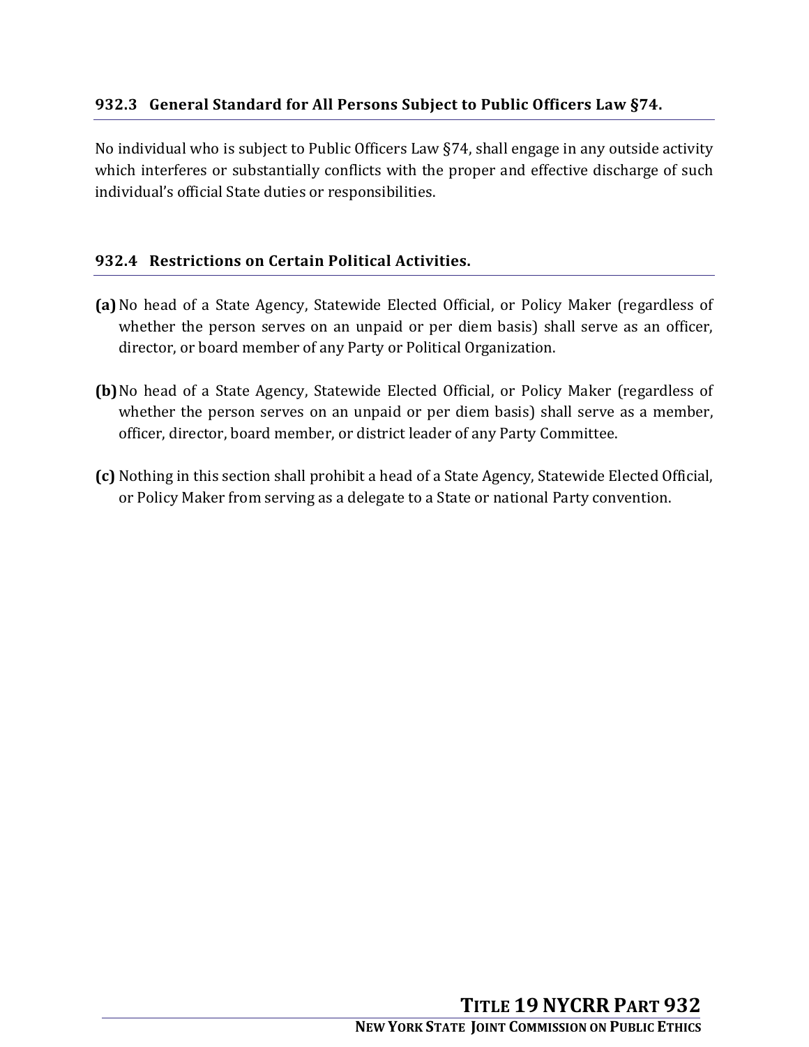### 932.3 General Standard for All Persons Subject to Public Officers Law §74.

No individual who is subject to Public Officers Law §74, shall engage in any outside activity which interferes or substantially conflicts with the proper and effective discharge of such individual's official State duties or responsibilities.

### 932.4 Restrictions on Certain Political Activities.

**(a)** No head of a State Agency, Statewide Elected Official, or Policy Maker (regardless of whether the person serves on an unpaid or per diem basis) shall serve as an officer, director, or board member of any Party or Political Organization.

**(b)** No head of a State Agency, Statewide Elected Official, or Policy Maker (regardless of whether the person serves on an unpaid or per diem basis) shall serve as a member, officer, director, board member, or district leader of any Party Committee.

**(c)** Nothing in this section shall prohibit a head of a State Agency, Statewide Elected Official, or Policy Maker from serving as a delegate to a State or national Party convention.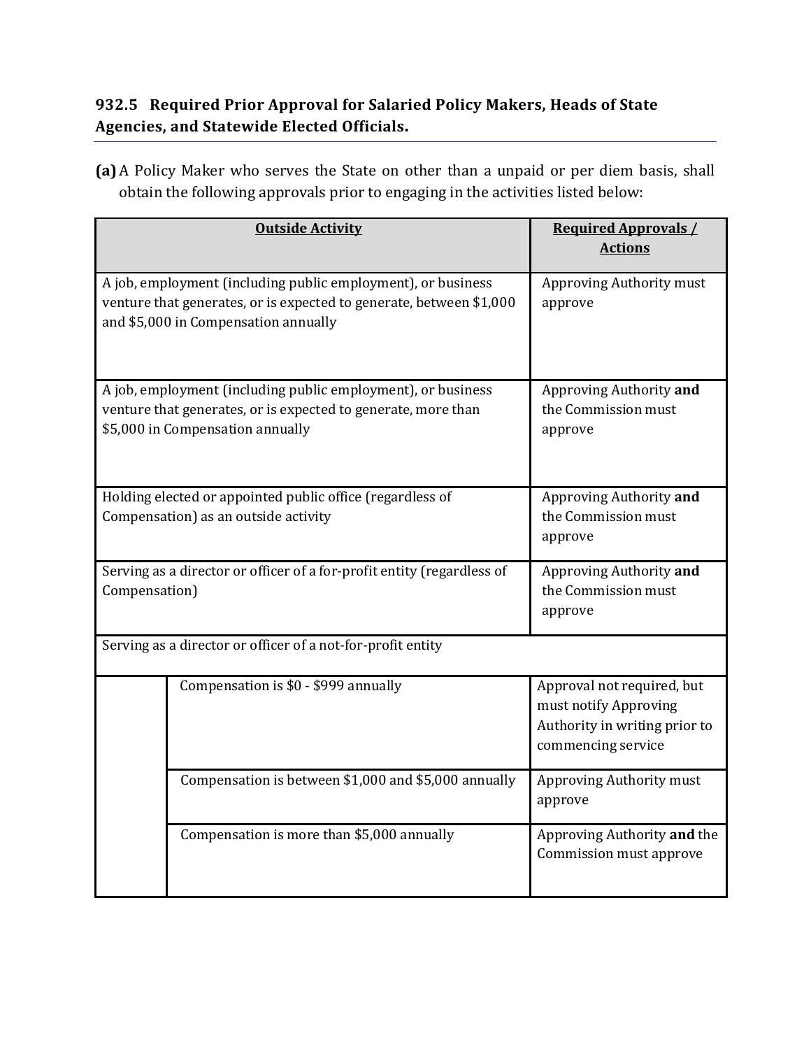### 932.5 Required Prior Approval for Salaried Policy Makers, Heads of State Agencies, and Statewide Elected Officials.

**(a)** A Policy Maker who serves the State on other than a unpaid or per diem basis, shall obtain the following approvals prior to engaging in the activities listed below:

| **Outside Activity** | | **Required Approvals / Actions** |
|---|---|---|
| A job, employment (including public employment), or business venture that generates, or is expected to generate, between $1,000 and $5,000 in Compensation annually | | Approving Authority must approve |
| A job, employment (including public employment), or business venture that generates, or is expected to generate, more than $5,000 in Compensation annually | | Approving Authority **and** the Commission must approve |
| Holding elected or appointed public office (regardless of Compensation) as an outside activity | | Approving Authority **and** the Commission must approve |
| Serving as a director or officer of a for-profit entity (regardless of Compensation) | | Approving Authority **and** the Commission must approve |
| Serving as a director or officer of a not-for-profit entity | | |
| | Compensation is $0 - $999 annually | Approval not required, but must notify Approving Authority in writing prior to commencing service |
| | Compensation is between $1,000 and $5,000 annually | Approving Authority must approve |
| | Compensation is more than $5,000 annually | Approving Authority **and** the Commission must approve |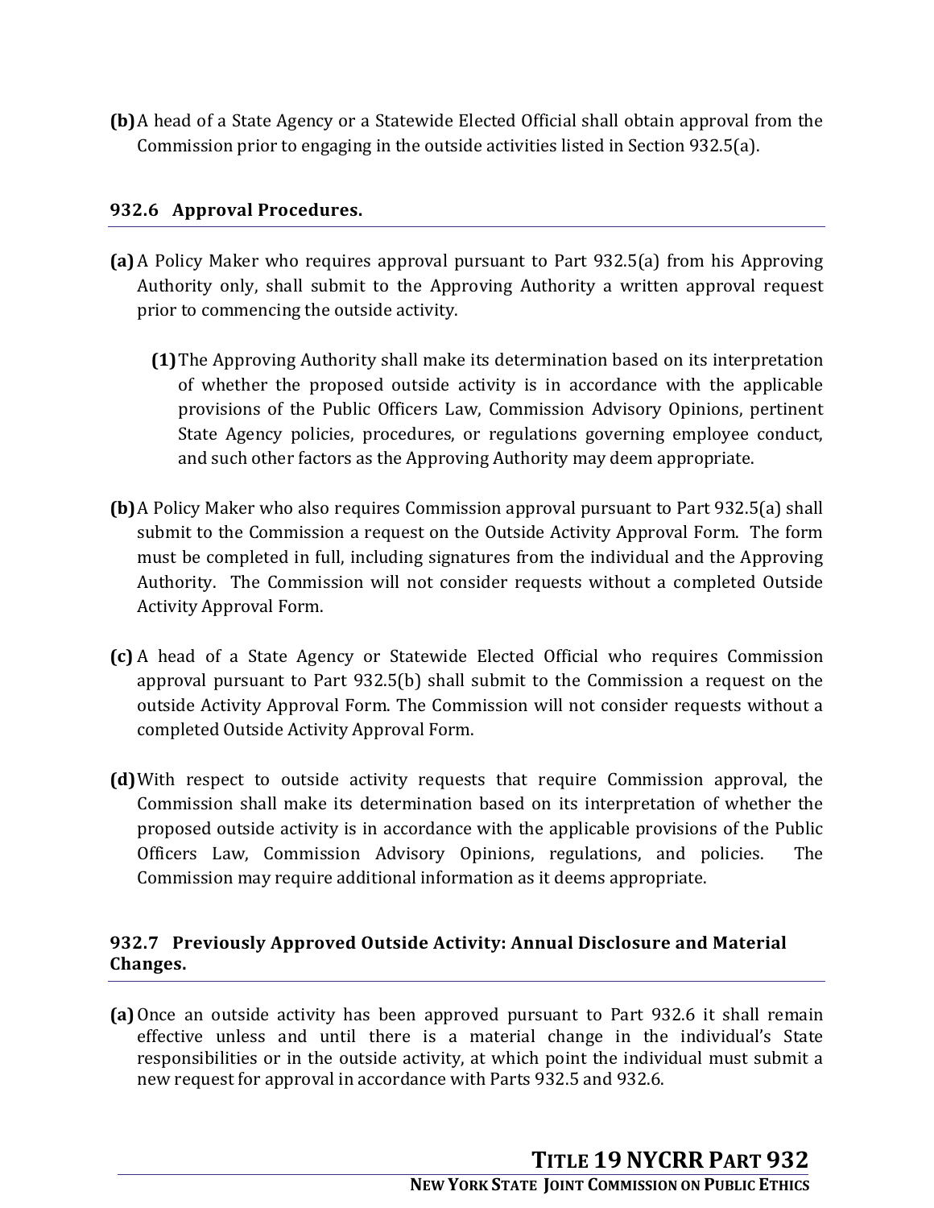**(b)** A head of a State Agency or a Statewide Elected Official shall obtain approval from the Commission prior to engaging in the outside activities listed in Section 932.5(a).

### 932.6 Approval Procedures.

**(a)** A Policy Maker who requires approval pursuant to Part 932.5(a) from his Approving Authority only, shall submit to the Approving Authority a written approval request prior to commencing the outside activity.

> **(1)** The Approving Authority shall make its determination based on its interpretation of whether the proposed outside activity is in accordance with the applicable provisions of the Public Officers Law, Commission Advisory Opinions, pertinent State Agency policies, procedures, or regulations governing employee conduct, and such other factors as the Approving Authority may deem appropriate.

**(b)** A Policy Maker who also requires Commission approval pursuant to Part 932.5(a) shall submit to the Commission a request on the Outside Activity Approval Form. The form must be completed in full, including signatures from the individual and the Approving Authority. The Commission will not consider requests without a completed Outside Activity Approval Form.

**(c)** A head of a State Agency or Statewide Elected Official who requires Commission approval pursuant to Part 932.5(b) shall submit to the Commission a request on the outside Activity Approval Form. The Commission will not consider requests without a completed Outside Activity Approval Form.

**(d)** With respect to outside activity requests that require Commission approval, the Commission shall make its determination based on its interpretation of whether the proposed outside activity is in accordance with the applicable provisions of the Public Officers Law, Commission Advisory Opinions, regulations, and policies. The Commission may require additional information as it deems appropriate.

### 932.7 Previously Approved Outside Activity: Annual Disclosure and Material Changes.

**(a)** Once an outside activity has been approved pursuant to Part 932.6 it shall remain effective unless and until there is a material change in the individual's State responsibilities or in the outside activity, at which point the individual must submit a new request for approval in accordance with Parts 932.5 and 932.6.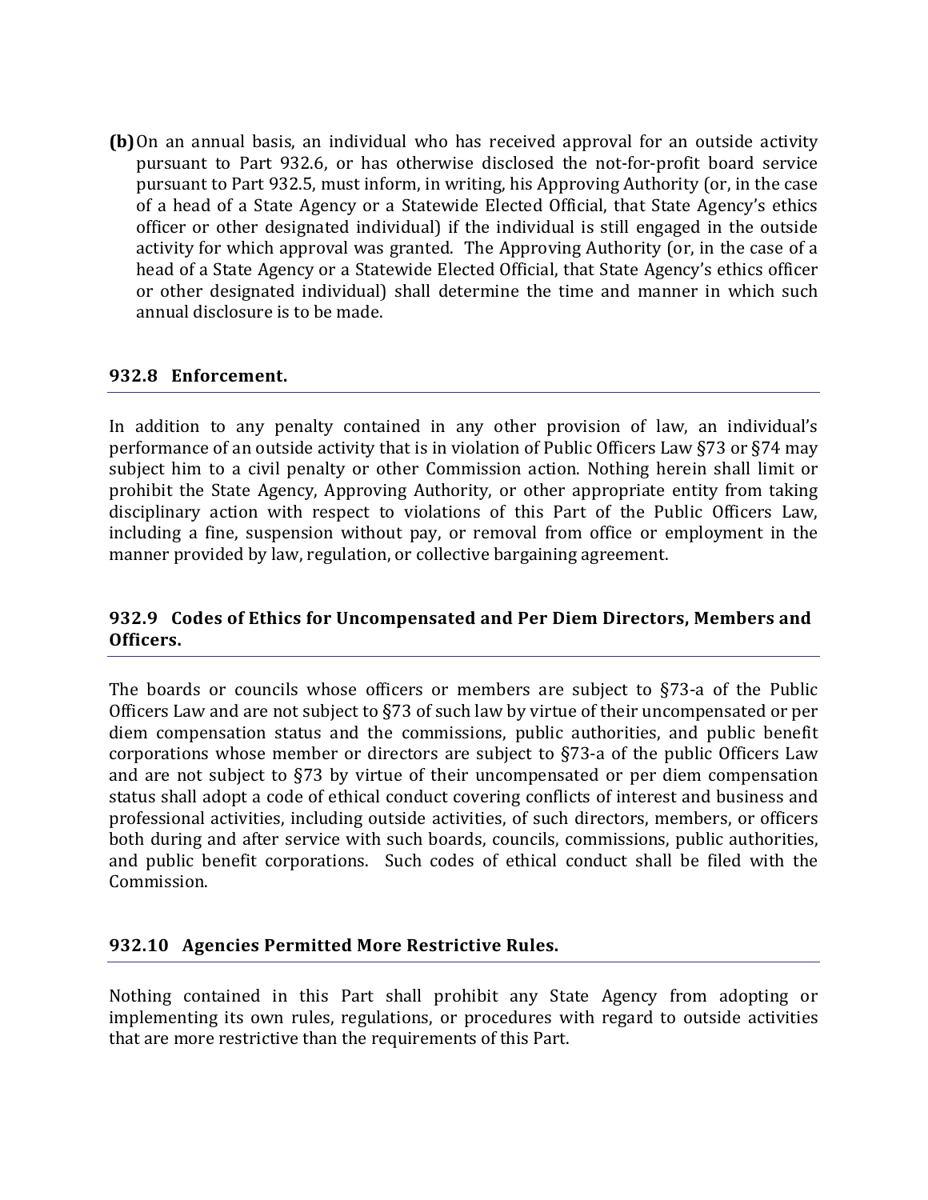**(b)** On an annual basis, an individual who has received approval for an outside activity pursuant to Part 932.6, or has otherwise disclosed the not-for-profit board service pursuant to Part 932.5, must inform, in writing, his Approving Authority (or, in the case of a head of a State Agency or a Statewide Elected Official, that State Agency's ethics officer or other designated individual) if the individual is still engaged in the outside activity for which approval was granted. The Approving Authority (or, in the case of a head of a State Agency or a Statewide Elected Official, that State Agency's ethics officer or other designated individual) shall determine the time and manner in which such annual disclosure is to be made.

### 932.8 Enforcement.

In addition to any penalty contained in any other provision of law, an individual's performance of an outside activity that is in violation of Public Officers Law §73 or §74 may subject him to a civil penalty or other Commission action. Nothing herein shall limit or prohibit the State Agency, Approving Authority, or other appropriate entity from taking disciplinary action with respect to violations of this Part of the Public Officers Law, including a fine, suspension without pay, or removal from office or employment in the manner provided by law, regulation, or collective bargaining agreement.

### 932.9 Codes of Ethics for Uncompensated and Per Diem Directors, Members and Officers.

The boards or councils whose officers or members are subject to §73-a of the Public Officers Law and are not subject to §73 of such law by virtue of their uncompensated or per diem compensation status and the commissions, public authorities, and public benefit corporations whose member or directors are subject to §73-a of the public Officers Law and are not subject to §73 by virtue of their uncompensated or per diem compensation status shall adopt a code of ethical conduct covering conflicts of interest and business and professional activities, including outside activities, of such directors, members, or officers both during and after service with such boards, councils, commissions, public authorities, and public benefit corporations. Such codes of ethical conduct shall be filed with the Commission.

### 932.10 Agencies Permitted More Restrictive Rules.

Nothing contained in this Part shall prohibit any State Agency from adopting or implementing its own rules, regulations, or procedures with regard to outside activities that are more restrictive than the requirements of this Part.